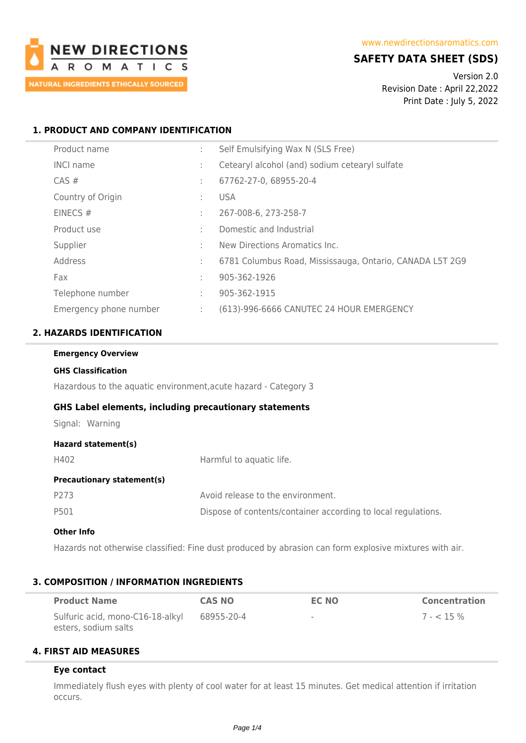NEW DIRECTIONS AROMATICS
NATURAL INGREDIENTS ETHICALLY SOURCED

www.newdirectionsaromatics.com

# SAFETY DATA SHEET (SDS)

Version 2.0
Revision Date : April 22,2022
Print Date : July 5, 2022

## 1. PRODUCT AND COMPANY IDENTIFICATION

| | | |
|---|---|---|
| Product name | : | Self Emulsifying Wax N (SLS Free) |
| INCI name | : | Cetearyl alcohol (and) sodium cetearyl sulfate |
| CAS # | : | 67762-27-0, 68955-20-4 |
| Country of Origin | : | USA |
| EINECS # | : | 267-008-6, 273-258-7 |
| Product use | : | Domestic and Industrial |
| Supplier | : | New Directions Aromatics Inc. |
| Address | : | 6781 Columbus Road, Mississauga, Ontario, CANADA L5T 2G9 |
| Fax | : | 905-362-1926 |
| Telephone number | : | 905-362-1915 |
| Emergency phone number | : | (613)-996-6666 CANUTEC 24 HOUR EMERGENCY |

## 2. HAZARDS IDENTIFICATION

**Emergency Overview**

**GHS Classification**

Hazardous to the aquatic environment,acute hazard - Category 3

### GHS Label elements, including precautionary statements

Signal: Warning

**Hazard statement(s)**

| | |
|---|---|
| H402 | Harmful to aquatic life. |

**Precautionary statement(s)**

| | |
|---|---|
| P273 | Avoid release to the environment. |
| P501 | Dispose of contents/container according to local regulations. |

**Other Info**

Hazards not otherwise classified: Fine dust produced by abrasion can form explosive mixtures with air.

## 3. COMPOSITION / INFORMATION INGREDIENTS

| Product Name | CAS NO | EC NO | Concentration |
|---|---|---|---|
| Sulfuric acid, mono-C16-18-alkyl esters, sodium salts | 68955-20-4 | - | 7 - < 15 % |

## 4. FIRST AID MEASURES

**Eye contact**

Immediately flush eyes with plenty of cool water for at least 15 minutes. Get medical attention if irritation occurs.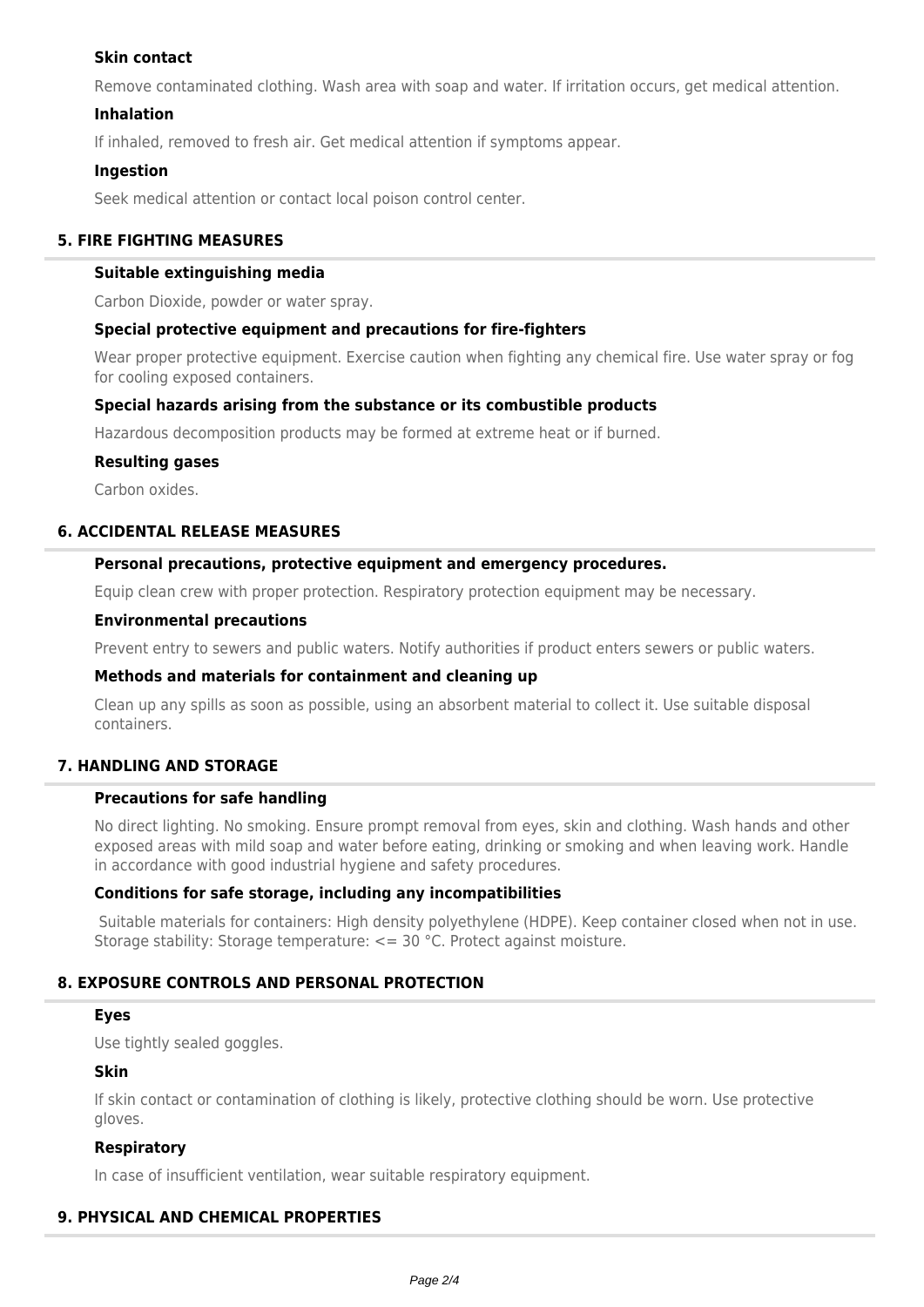### Skin contact

Remove contaminated clothing. Wash area with soap and water. If irritation occurs, get medical attention.

### Inhalation

If inhaled, removed to fresh air. Get medical attention if symptoms appear.

### Ingestion

Seek medical attention or contact local poison control center.

## 5. FIRE FIGHTING MEASURES

### Suitable extinguishing media

Carbon Dioxide, powder or water spray.

### Special protective equipment and precautions for fire-fighters

Wear proper protective equipment. Exercise caution when fighting any chemical fire. Use water spray or fog for cooling exposed containers.

### Special hazards arising from the substance or its combustible products

Hazardous decomposition products may be formed at extreme heat or if burned.

### Resulting gases

Carbon oxides.

## 6. ACCIDENTAL RELEASE MEASURES

### Personal precautions, protective equipment and emergency procedures.

Equip clean crew with proper protection. Respiratory protection equipment may be necessary.

### Environmental precautions

Prevent entry to sewers and public waters. Notify authorities if product enters sewers or public waters.

### Methods and materials for containment and cleaning up

Clean up any spills as soon as possible, using an absorbent material to collect it. Use suitable disposal containers.

## 7. HANDLING AND STORAGE

### Precautions for safe handling

No direct lighting. No smoking. Ensure prompt removal from eyes, skin and clothing. Wash hands and other exposed areas with mild soap and water before eating, drinking or smoking and when leaving work. Handle in accordance with good industrial hygiene and safety procedures.

### Conditions for safe storage, including any incompatibilities

Suitable materials for containers: High density polyethylene (HDPE). Keep container closed when not in use. Storage stability: Storage temperature: <= 30 °C. Protect against moisture.

## 8. EXPOSURE CONTROLS AND PERSONAL PROTECTION

### Eyes

Use tightly sealed goggles.

### Skin

If skin contact or contamination of clothing is likely, protective clothing should be worn. Use protective gloves.

### Respiratory

In case of insufficient ventilation, wear suitable respiratory equipment.

## 9. PHYSICAL AND CHEMICAL PROPERTIES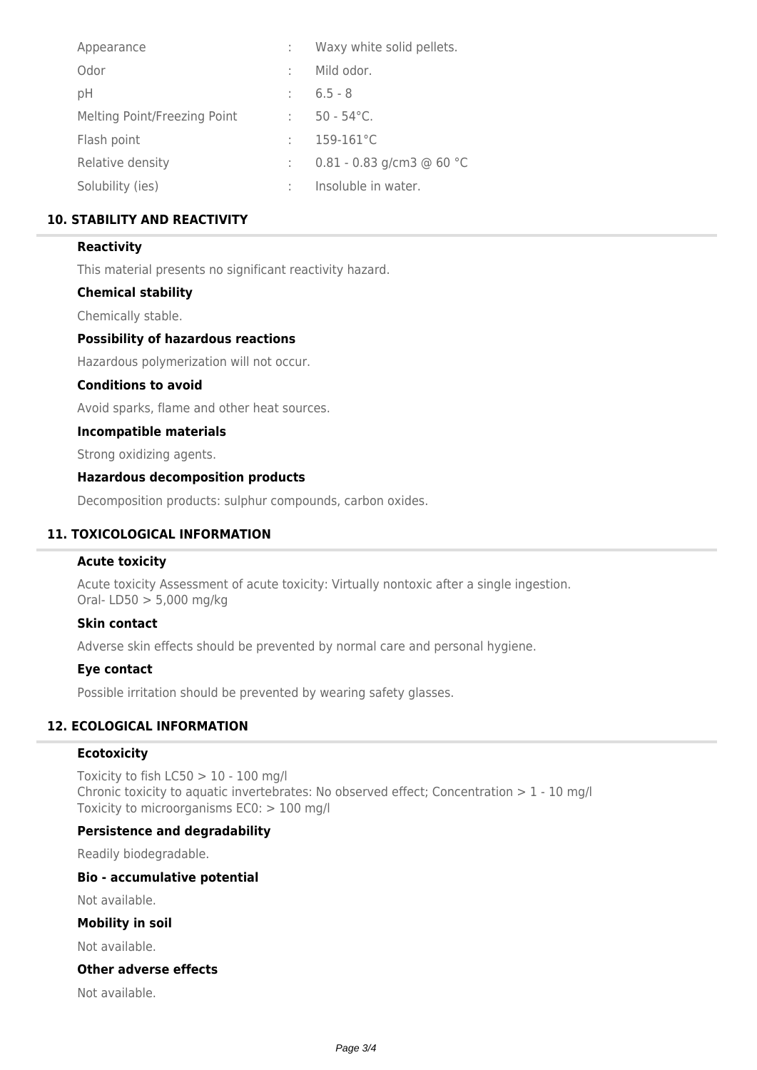| | | |
|---|---|---|
| Appearance | : | Waxy white solid pellets. |
| Odor | : | Mild odor. |
| pH | : | 6.5 - 8 |
| Melting Point/Freezing Point | : | 50 - 54°C. |
| Flash point | : | 159-161°C |
| Relative density | : | 0.81 - 0.83 g/cm3 @ 60 °C |
| Solubility (ies) | : | Insoluble in water. |

## 10. STABILITY AND REACTIVITY

### Reactivity

This material presents no significant reactivity hazard.

### Chemical stability

Chemically stable.

### Possibility of hazardous reactions

Hazardous polymerization will not occur.

### Conditions to avoid

Avoid sparks, flame and other heat sources.

### Incompatible materials

Strong oxidizing agents.

### Hazardous decomposition products

Decomposition products: sulphur compounds, carbon oxides.

## 11. TOXICOLOGICAL INFORMATION

### Acute toxicity

Acute toxicity Assessment of acute toxicity: Virtually nontoxic after a single ingestion.
Oral- LD50 > 5,000 mg/kg

### Skin contact

Adverse skin effects should be prevented by normal care and personal hygiene.

### Eye contact

Possible irritation should be prevented by wearing safety glasses.

## 12. ECOLOGICAL INFORMATION

### Ecotoxicity

Toxicity to fish LC50 > 10 - 100 mg/l
Chronic toxicity to aquatic invertebrates: No observed effect; Concentration > 1 - 10 mg/l
Toxicity to microorganisms EC0: > 100 mg/l

### Persistence and degradability

Readily biodegradable.

### Bio - accumulative potential

Not available.

### Mobility in soil

Not available.

### Other adverse effects

Not available.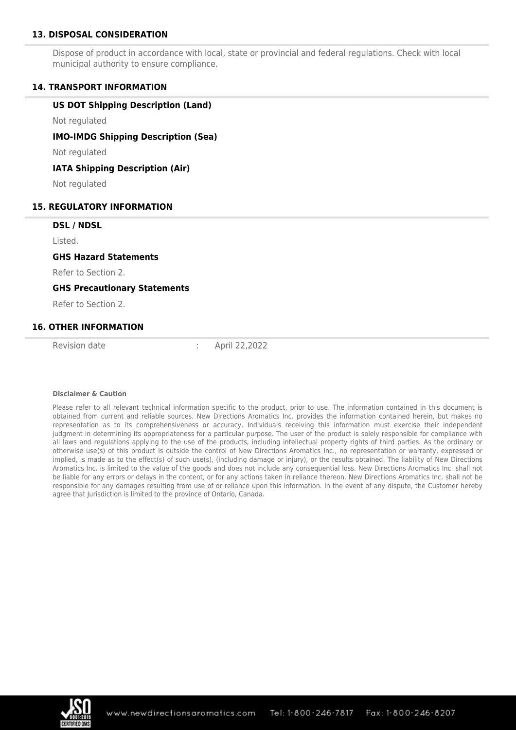## 13. DISPOSAL CONSIDERATION

Dispose of product in accordance with local, state or provincial and federal regulations. Check with local municipal authority to ensure compliance.

## 14. TRANSPORT INFORMATION

### US DOT Shipping Description (Land)

Not regulated

### IMO-IMDG Shipping Description (Sea)

Not regulated

### IATA Shipping Description (Air)

Not regulated

## 15. REGULATORY INFORMATION

### DSL / NDSL

Listed.

### GHS Hazard Statements

Refer to Section 2.

### GHS Precautionary Statements

Refer to Section 2.

## 16. OTHER INFORMATION

Revision date : April 22,2022

**Disclaimer & Caution**

Please refer to all relevant technical information specific to the product, prior to use. The information contained in this document is obtained from current and reliable sources. New Directions Aromatics Inc. provides the information contained herein, but makes no representation as to its comprehensiveness or accuracy. Individuals receiving this information must exercise their independent judgment in determining its appropriateness for a particular purpose. The user of the product is solely responsible for compliance with all laws and regulations applying to the use of the products, including intellectual property rights of third parties. As the ordinary or otherwise use(s) of this product is outside the control of New Directions Aromatics Inc., no representation or warranty, expressed or implied, is made as to the effect(s) of such use(s), (including damage or injury), or the results obtained. The liability of New Directions Aromatics Inc. is limited to the value of the goods and does not include any consequential loss. New Directions Aromatics Inc. shall not be liable for any errors or delays in the content, or for any actions taken in reliance thereon. New Directions Aromatics Inc. shall not be responsible for any damages resulting from use of or reliance upon this information. In the event of any dispute, the Customer hereby agree that Jurisdiction is limited to the province of Ontario, Canada.